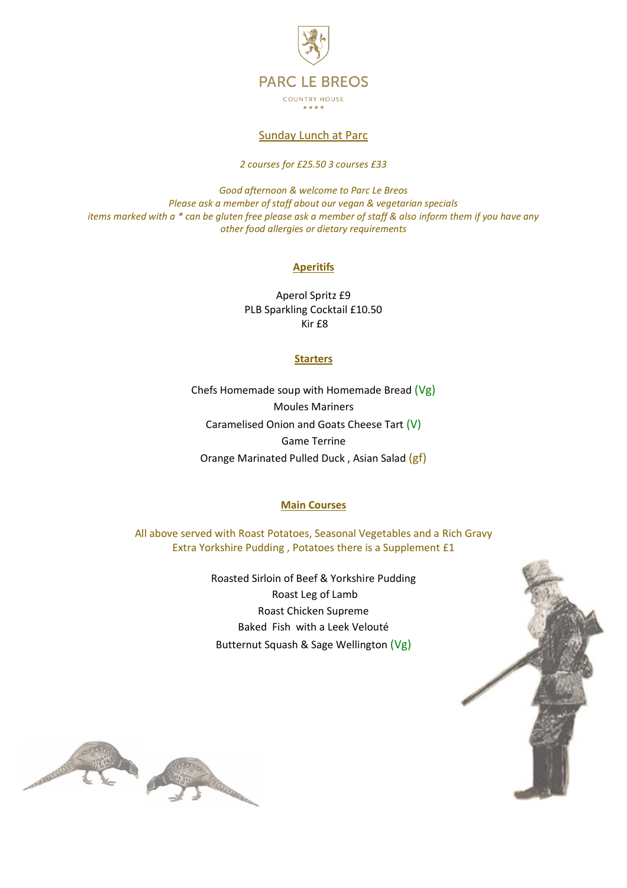# PARC LE BREOS

COUNTRY HOUSE

★★★★

## Sunday Lunch at Parc

*2 courses for £25.50 3 courses £33*

*Good afternoon & welcome to Parc Le Breos*
*Please ask a member of staff about our vegan & vegetarian specials*
*items marked with a * can be gluten free please ask a member of staff & also inform them if you have any other food allergies or dietary requirements*

### Aperitifs

Aperol Spritz £9
PLB Sparkling Cocktail £10.50
Kir £8

### Starters

Chefs Homemade soup with Homemade Bread (Vg)
Moules Mariners
Caramelised Onion and Goats Cheese Tart (V)
Game Terrine
Orange Marinated Pulled Duck , Asian Salad (gf)

### Main Courses

All above served with Roast Potatoes, Seasonal Vegetables and a Rich Gravy
Extra Yorkshire Pudding , Potatoes there is a Supplement £1

Roasted Sirloin of Beef & Yorkshire Pudding
Roast Leg of Lamb
Roast Chicken Supreme
Baked Fish with a Leek Velouté
Butternut Squash & Sage Wellington (Vg)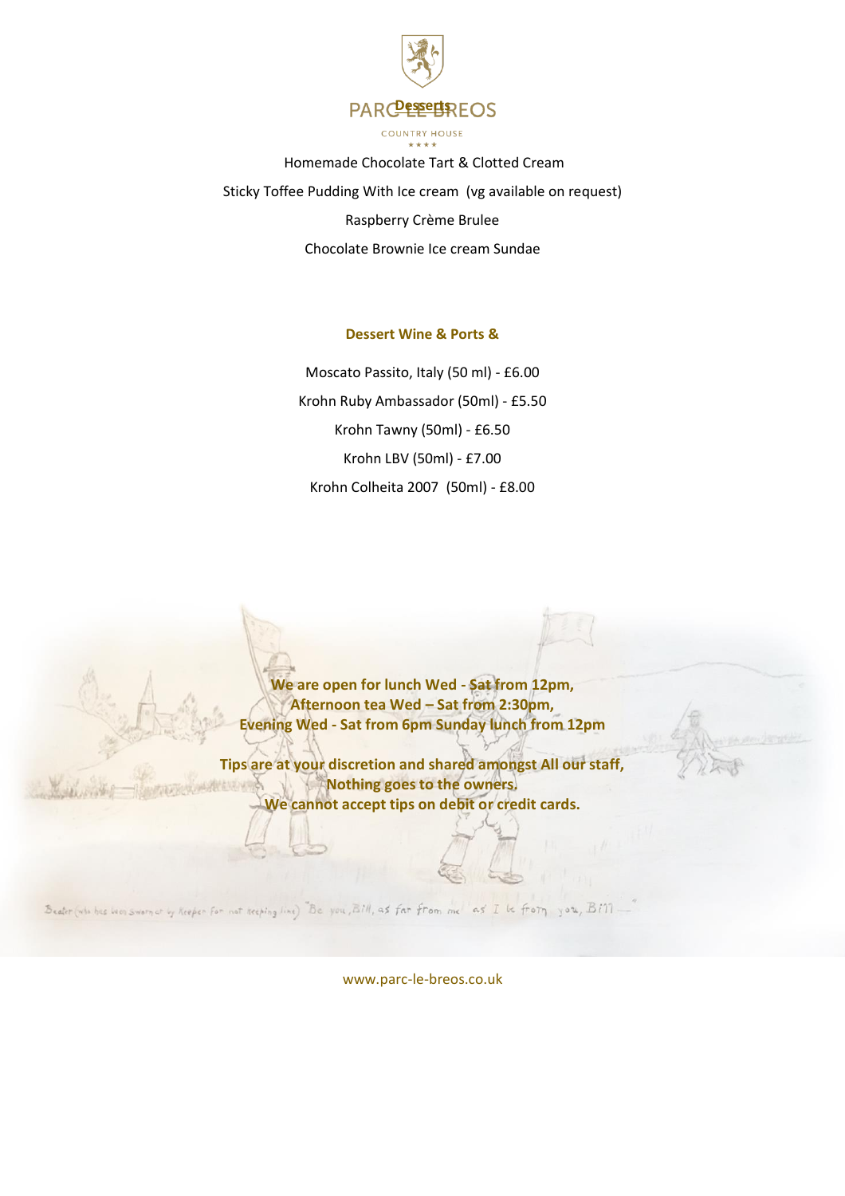PARC LE BREOS

COUNTRY HOUSE

★★★★

## Desserts

Homemade Chocolate Tart & Clotted Cream

Sticky Toffee Pudding With Ice cream (vg available on request)

Raspberry Crème Brulee

Chocolate Brownie Ice cream Sundae

### Dessert Wine & Ports &

Moscato Passito, Italy (50 ml) - £6.00

Krohn Ruby Ambassador (50ml) - £5.50

Krohn Tawny (50ml) - £6.50

Krohn LBV (50ml) - £7.00

Krohn Colheita 2007 (50ml) - £8.00

**We are open for lunch Wed - Sat from 12pm,**
**Afternoon tea Wed – Sat from 2:30pm,**
**Evening Wed - Sat from 6pm Sunday lunch from 12pm**

**Tips are at your discretion and shared amongst All our staff,**
**Nothing goes to the owners.**
**We cannot accept tips on debit or credit cards.**

Beater (who has been sworn at by Keeper for not keeping line) "Be you, Bill, as far from me as I be from you, Bill"

www.parc-le-breos.co.uk